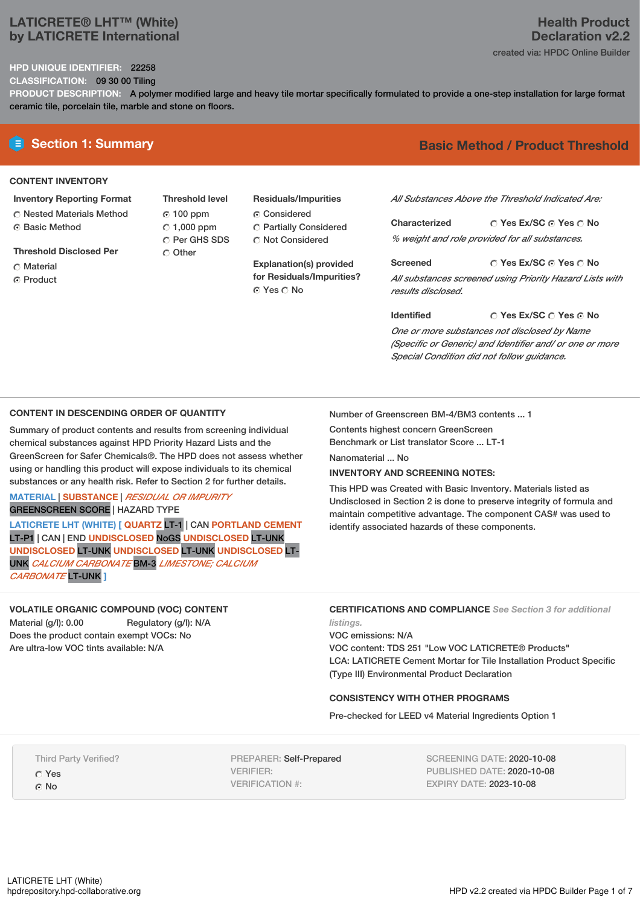# LATICRETE® LHT™ (White) by LATICRETE International

**Health Product Declaration v2.2**

created via: HPDC Online Builder

**HPD UNIQUE IDENTIFIER:** 22258

**CLASSIFICATION:** 09 30 00 Tiling

**PRODUCT DESCRIPTION:** A polymer modified large and heavy tile mortar specifically formulated to provide a one-step installation for large format ceramic tile, porcelain tile, marble and stone on floors.

## Section 1: Summary

**Basic Method / Product Threshold**

### CONTENT INVENTORY

**Inventory Reporting Format**

- ○ Nested Materials Method
- ◉ Basic Method

**Threshold Disclosed Per**

- ○ Material
- ◉ Product

**Threshold level**

- ◉ 100 ppm
- ○ 1,000 ppm
- ○ Per GHS SDS
- ○ Other

**Residuals/Impurities**

- ◉ Considered
- ○ Partially Considered
- ○ Not Considered

**Explanation(s) provided for Residuals/Impurities?**

◉ Yes ○ No

*All Substances Above the Threshold Indicated Are:*

**Characterized** ○ Yes Ex/SC ◉ Yes ○ No

*% weight and role provided for all substances.*

**Screened** ○ Yes Ex/SC ◉ Yes ○ No

*All substances screened using Priority Hazard Lists with results disclosed.*

**Identified** ○ Yes Ex/SC ○ Yes ◉ No

*One or more substances not disclosed by Name (Specific or Generic) and Identifier and/ or one or more Special Condition did not follow guidance.*

### CONTENT IN DESCENDING ORDER OF QUANTITY

Summary of product contents and results from screening individual chemical substances against HPD Priority Hazard Lists and the GreenScreen for Safer Chemicals®. The HPD does not assess whether using or handling this product will expose individuals to its chemical substances or any health risk. Refer to Section 2 for further details.

MATERIAL | SUBSTANCE | *RESIDUAL OR IMPURITY*
GREENSCREEN SCORE | HAZARD TYPE

LATICRETE LHT (WHITE) [ QUARTZ LT-1 | CAN PORTLAND CEMENT LT-P1 | CAN | END UNDISCLOSED NoGS UNDISCLOSED LT-UNK UNDISCLOSED LT-UNK UNDISCLOSED LT-UNK UNDISCLOSED LT-UNK *CALCIUM CARBONATE* BM-3 *LIMESTONE; CALCIUM CARBONATE* LT-UNK ]

Number of Greenscreen BM-4/BM3 contents ... 1

Contents highest concern GreenScreen Benchmark or List translator Score ... LT-1

Nanomaterial ... No

**INVENTORY AND SCREENING NOTES:**

This HPD was Created with Basic Inventory. Materials listed as Undisclosed in Section 2 is done to preserve integrity of formula and maintain competitive advantage. The component CAS# was used to identify associated hazards of these components.

### VOLATILE ORGANIC COMPOUND (VOC) CONTENT

Material (g/l): 0.00 Regulatory (g/l): N/A

Does the product contain exempt VOCs: No

Are ultra-low VOC tints available: N/A

### CERTIFICATIONS AND COMPLIANCE *See Section 3 for additional listings.*

VOC emissions: N/A

VOC content: TDS 251 "Low VOC LATICRETE® Products"

LCA: LATICRETE Cement Mortar for Tile Installation Product Specific (Type III) Environmental Product Declaration

### CONSISTENCY WITH OTHER PROGRAMS

Pre-checked for LEED v4 Material Ingredients Option 1

Third Party Verified?

- ○ Yes
- ◉ No

PREPARER: Self-Prepared
VERIFIER:
VERIFICATION #:

SCREENING DATE: 2020-10-08
PUBLISHED DATE: 2020-10-08
EXPIRY DATE: 2023-10-08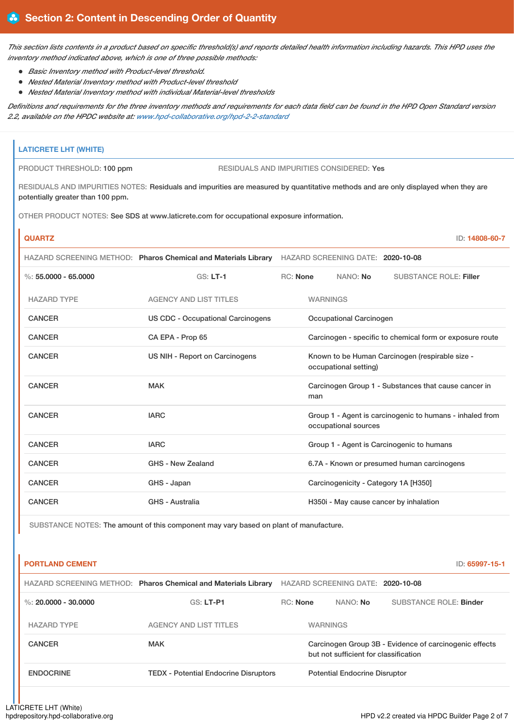## Section 2: Content in Descending Order of Quantity

*This section lists contents in a product based on specific threshold(s) and reports detailed health information including hazards. This HPD uses the inventory method indicated above, which is one of three possible methods:*

- *Basic Inventory method with Product-level threshold.*
- *Nested Material Inventory method with Product-level threshold*
- *Nested Material Inventory method with individual Material-level thresholds*

*Definitions and requirements for the three inventory methods and requirements for each data field can be found in the HPD Open Standard version 2.2, available on the HPDC website at: www.hpd-collaborative.org/hpd-2-2-standard*

### LATICRETE LHT (WHITE)

PRODUCT THRESHOLD: 100 ppm

RESIDUALS AND IMPURITIES CONSIDERED: Yes

RESIDUALS AND IMPURITIES NOTES: Residuals and impurities are measured by quantitative methods and are only displayed when they are potentially greater than 100 ppm.

OTHER PRODUCT NOTES: See SDS at www.laticrete.com for occupational exposure information.

#### QUARTZ

ID: 14808-60-7

HAZARD SCREENING METHOD: **Pharos Chemical and Materials Library** HAZARD SCREENING DATE: **2020-10-08**

%: **55.0000 - 65.0000** GS: **LT-1** RC: **None** NANO: **No** SUBSTANCE ROLE: **Filler**

| HAZARD TYPE | AGENCY AND LIST TITLES | WARNINGS |
|---|---|---|
| CANCER | US CDC - Occupational Carcinogens | Occupational Carcinogen |
| CANCER | CA EPA - Prop 65 | Carcinogen - specific to chemical form or exposure route |
| CANCER | US NIH - Report on Carcinogens | Known to be Human Carcinogen (respirable size - occupational setting) |
| CANCER | MAK | Carcinogen Group 1 - Substances that cause cancer in man |
| CANCER | IARC | Group 1 - Agent is carcinogenic to humans - inhaled from occupational sources |
| CANCER | IARC | Group 1 - Agent is Carcinogenic to humans |
| CANCER | GHS - New Zealand | 6.7A - Known or presumed human carcinogens |
| CANCER | GHS - Japan | Carcinogenicity - Category 1A [H350] |
| CANCER | GHS - Australia | H350i - May cause cancer by inhalation |

SUBSTANCE NOTES: The amount of this component may vary based on plant of manufacture.

#### PORTLAND CEMENT

ID: 65997-15-1

HAZARD SCREENING METHOD: **Pharos Chemical and Materials Library** HAZARD SCREENING DATE: **2020-10-08**

%: **20.0000 - 30.0000** GS: **LT-P1** RC: **None** NANO: **No** SUBSTANCE ROLE: **Binder**

| HAZARD TYPE | AGENCY AND LIST TITLES | WARNINGS |
|---|---|---|
| CANCER | MAK | Carcinogen Group 3B - Evidence of carcinogenic effects but not sufficient for classification |
| ENDOCRINE | TEDX - Potential Endocrine Disruptors | Potential Endocrine Disruptor |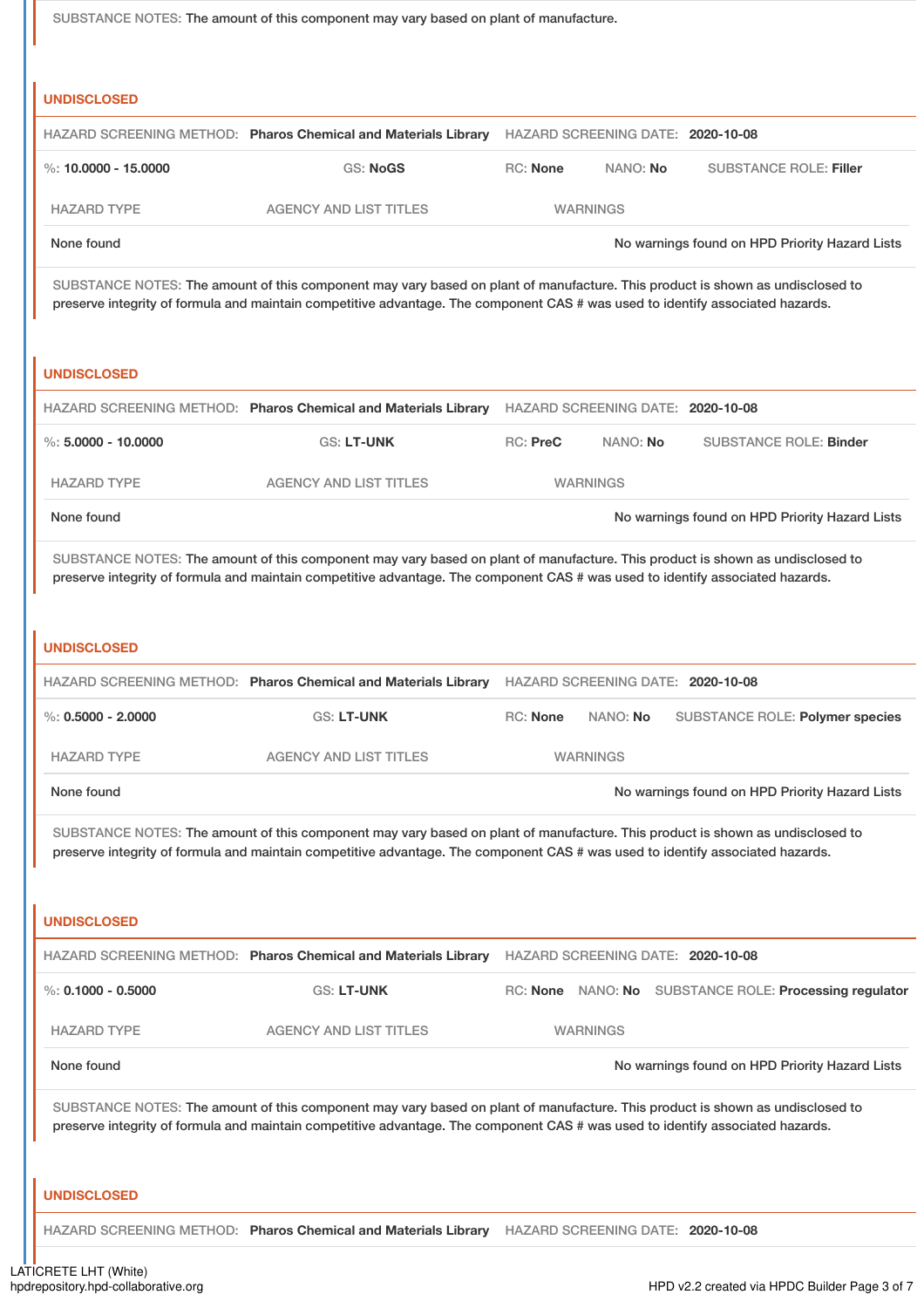SUBSTANCE NOTES: The amount of this component may vary based on plant of manufacture.

### UNDISCLOSED

HAZARD SCREENING METHOD: **Pharos Chemical and Materials Library** HAZARD SCREENING DATE: **2020-10-08**

%: **10.0000 - 15.0000** GS: **NoGS** RC: **None** NANO: **No** SUBSTANCE ROLE: **Filler**

| HAZARD TYPE | AGENCY AND LIST TITLES | WARNINGS |
|---|---|---|
| None found | | No warnings found on HPD Priority Hazard Lists |

SUBSTANCE NOTES: The amount of this component may vary based on plant of manufacture. This product is shown as undisclosed to preserve integrity of formula and maintain competitive advantage. The component CAS # was used to identify associated hazards.

### UNDISCLOSED

HAZARD SCREENING METHOD: **Pharos Chemical and Materials Library** HAZARD SCREENING DATE: **2020-10-08**

%: **5.0000 - 10.0000** GS: **LT-UNK** RC: **PreC** NANO: **No** SUBSTANCE ROLE: **Binder**

| HAZARD TYPE | AGENCY AND LIST TITLES | WARNINGS |
|---|---|---|
| None found | | No warnings found on HPD Priority Hazard Lists |

SUBSTANCE NOTES: The amount of this component may vary based on plant of manufacture. This product is shown as undisclosed to preserve integrity of formula and maintain competitive advantage. The component CAS # was used to identify associated hazards.

### UNDISCLOSED

HAZARD SCREENING METHOD: **Pharos Chemical and Materials Library** HAZARD SCREENING DATE: **2020-10-08**

%: **0.5000 - 2.0000** GS: **LT-UNK** RC: **None** NANO: **No** SUBSTANCE ROLE: **Polymer species**

| HAZARD TYPE | AGENCY AND LIST TITLES | WARNINGS |
|---|---|---|
| None found | | No warnings found on HPD Priority Hazard Lists |

SUBSTANCE NOTES: The amount of this component may vary based on plant of manufacture. This product is shown as undisclosed to preserve integrity of formula and maintain competitive advantage. The component CAS # was used to identify associated hazards.

### UNDISCLOSED

HAZARD SCREENING METHOD: **Pharos Chemical and Materials Library** HAZARD SCREENING DATE: **2020-10-08**

%: **0.1000 - 0.5000** GS: **LT-UNK** RC: **None** NANO: **No** SUBSTANCE ROLE: **Processing regulator**

| HAZARD TYPE | AGENCY AND LIST TITLES | WARNINGS |
|---|---|---|
| None found | | No warnings found on HPD Priority Hazard Lists |

SUBSTANCE NOTES: The amount of this component may vary based on plant of manufacture. This product is shown as undisclosed to preserve integrity of formula and maintain competitive advantage. The component CAS # was used to identify associated hazards.

### UNDISCLOSED

HAZARD SCREENING METHOD: **Pharos Chemical and Materials Library** HAZARD SCREENING DATE: **2020-10-08**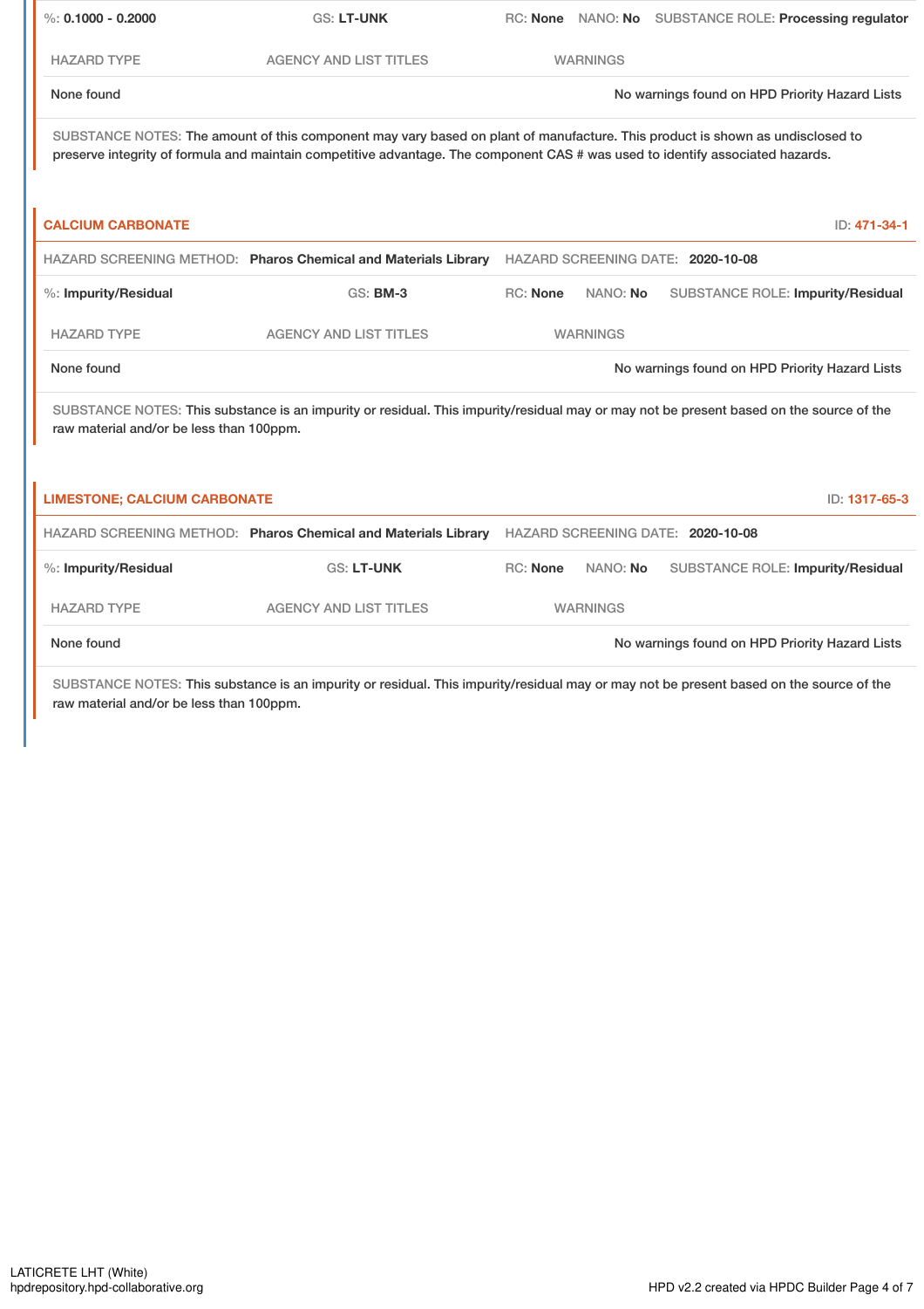%: **0.1000 - 0.2000** | GS: **LT-UNK** | RC: **None** | NANO: **No** | SUBSTANCE ROLE: **Processing regulator**

| HAZARD TYPE | AGENCY AND LIST TITLES | WARNINGS |
|---|---|---|
| None found | | No warnings found on HPD Priority Hazard Lists |

SUBSTANCE NOTES: The amount of this component may vary based on plant of manufacture. This product is shown as undisclosed to preserve integrity of formula and maintain competitive advantage. The component CAS # was used to identify associated hazards.

## CALCIUM CARBONATE

ID: **471-34-1**

HAZARD SCREENING METHOD: **Pharos Chemical and Materials Library** HAZARD SCREENING DATE: **2020-10-08**

%: **Impurity/Residual** | GS: **BM-3** | RC: **None** | NANO: **No** | SUBSTANCE ROLE: **Impurity/Residual**

| HAZARD TYPE | AGENCY AND LIST TITLES | WARNINGS |
|---|---|---|
| None found | | No warnings found on HPD Priority Hazard Lists |

SUBSTANCE NOTES: This substance is an impurity or residual. This impurity/residual may or may not be present based on the source of the raw material and/or be less than 100ppm.

## LIMESTONE; CALCIUM CARBONATE

ID: **1317-65-3**

HAZARD SCREENING METHOD: **Pharos Chemical and Materials Library** HAZARD SCREENING DATE: **2020-10-08**

%: **Impurity/Residual** | GS: **LT-UNK** | RC: **None** | NANO: **No** | SUBSTANCE ROLE: **Impurity/Residual**

| HAZARD TYPE | AGENCY AND LIST TITLES | WARNINGS |
|---|---|---|
| None found | | No warnings found on HPD Priority Hazard Lists |

SUBSTANCE NOTES: This substance is an impurity or residual. This impurity/residual may or may not be present based on the source of the raw material and/or be less than 100ppm.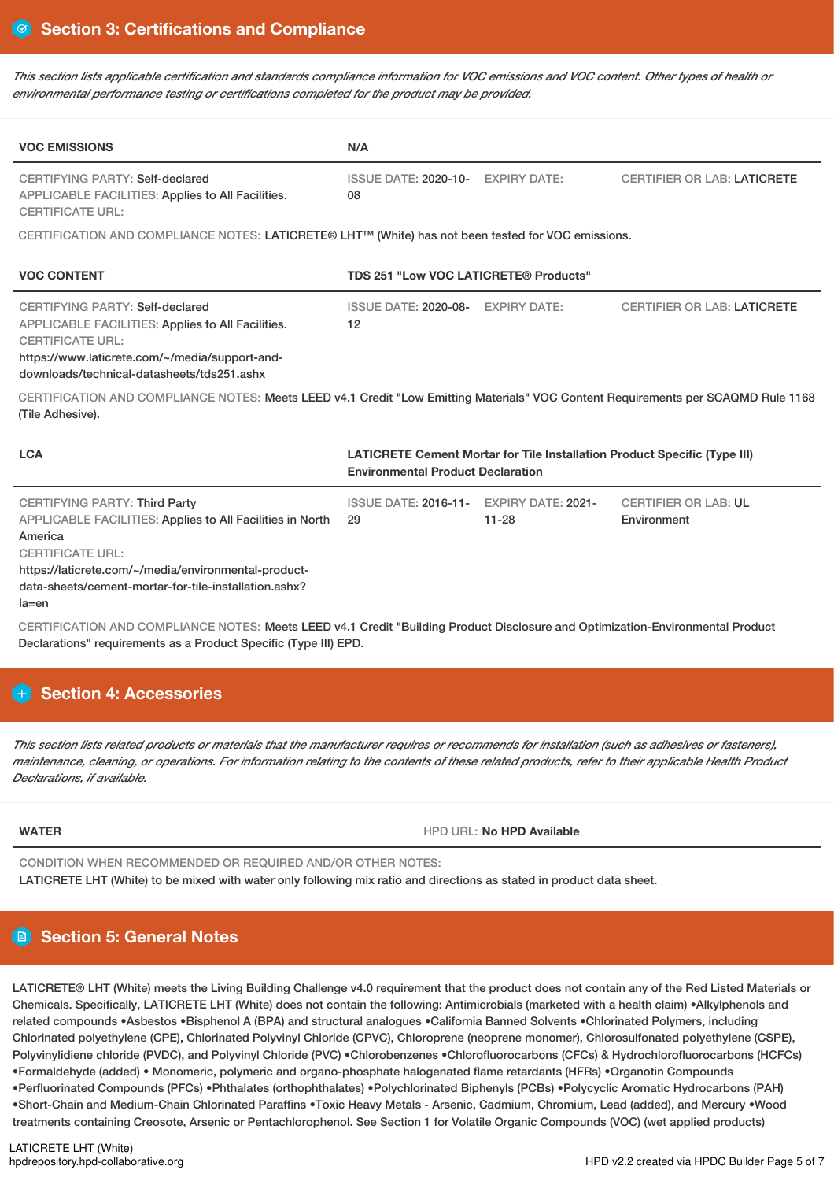## Section 3: Certifications and Compliance

*This section lists applicable certification and standards compliance information for VOC emissions and VOC content. Other types of health or environmental performance testing or certifications completed for the product may be provided.*

| VOC EMISSIONS | N/A | | |
|---|---|---|---|
| CERTIFYING PARTY: Self-declared<br>APPLICABLE FACILITIES: Applies to All Facilities.<br>CERTIFICATE URL: | ISSUE DATE: 2020-10-08 | EXPIRY DATE: | CERTIFIER OR LAB: LATICRETE |

CERTIFICATION AND COMPLIANCE NOTES: LATICRETE® LHT™ (White) has not been tested for VOC emissions.

| VOC CONTENT | TDS 251 "Low VOC LATICRETE® Products" | | |
|---|---|---|---|
| CERTIFYING PARTY: Self-declared<br>APPLICABLE FACILITIES: Applies to All Facilities.<br>CERTIFICATE URL:<br>https://www.laticrete.com/~/media/support-and-downloads/technical-datasheets/tds251.ashx | ISSUE DATE: 2020-08-12 | EXPIRY DATE: | CERTIFIER OR LAB: LATICRETE |

CERTIFICATION AND COMPLIANCE NOTES: Meets LEED v4.1 Credit "Low Emitting Materials" VOC Content Requirements per SCAQMD Rule 1168 (Tile Adhesive).

| LCA | LATICRETE Cement Mortar for Tile Installation Product Specific (Type III) Environmental Product Declaration | | |
|---|---|---|---|
| CERTIFYING PARTY: Third Party<br>APPLICABLE FACILITIES: Applies to All Facilities in North America<br>CERTIFICATE URL:<br>https://laticrete.com/~/media/environmental-product-data-sheets/cement-mortar-for-tile-installation.ashx?la=en | ISSUE DATE: 2016-11-29 | EXPIRY DATE: 2021-11-28 | CERTIFIER OR LAB: UL Environment |

CERTIFICATION AND COMPLIANCE NOTES: Meets LEED v4.1 Credit "Building Product Disclosure and Optimization-Environmental Product Declarations" requirements as a Product Specific (Type III) EPD.

## Section 4: Accessories

*This section lists related products or materials that the manufacturer requires or recommends for installation (such as adhesives or fasteners), maintenance, cleaning, or operations. For information relating to the contents of these related products, refer to their applicable Health Product Declarations, if available.*

| WATER | HPD URL: No HPD Available |
|---|---|

CONDITION WHEN RECOMMENDED OR REQUIRED AND/OR OTHER NOTES:
LATICRETE LHT (White) to be mixed with water only following mix ratio and directions as stated in product data sheet.

## Section 5: General Notes

LATICRETE® LHT (White) meets the Living Building Challenge v4.0 requirement that the product does not contain any of the Red Listed Materials or Chemicals. Specifically, LATICRETE LHT (White) does not contain the following: Antimicrobials (marketed with a health claim) •Alkylphenols and related compounds •Asbestos •Bisphenol A (BPA) and structural analogues •California Banned Solvents •Chlorinated Polymers, including Chlorinated polyethylene (CPE), Chlorinated Polyvinyl Chloride (CPVC), Chloroprene (neoprene monomer), Chlorosulfonated polyethylene (CSPE), Polyvinylidiene chloride (PVDC), and Polyvinyl Chloride (PVC) •Chlorobenzenes •Chlorofluorocarbons (CFCs) & Hydrochlorofluorocarbons (HCFCs) •Formaldehyde (added) • Monomeric, polymeric and organo-phosphate halogenated flame retardants (HFRs) •Organotin Compounds •Perfluorinated Compounds (PFCs) •Phthalates (orthophthalates) •Polychlorinated Biphenyls (PCBs) •Polycyclic Aromatic Hydrocarbons (PAH) •Short-Chain and Medium-Chain Chlorinated Paraffins •Toxic Heavy Metals - Arsenic, Cadmium, Chromium, Lead (added), and Mercury •Wood treatments containing Creosote, Arsenic or Pentachlorophenol. See Section 1 for Volatile Organic Compounds (VOC) (wet applied products)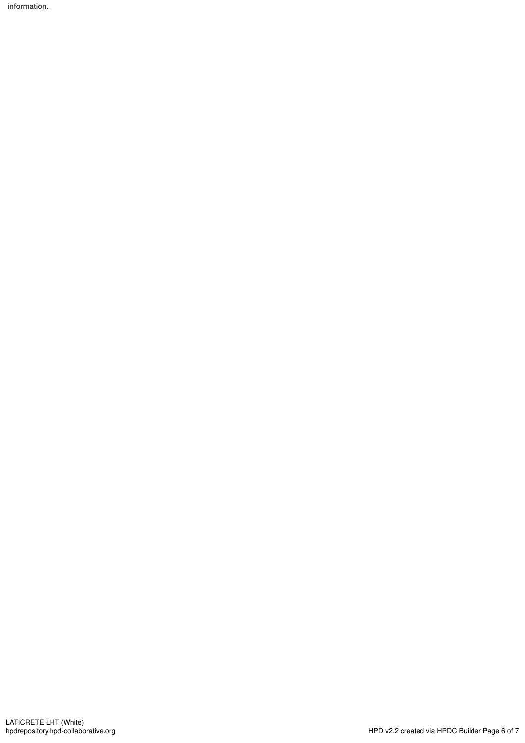information.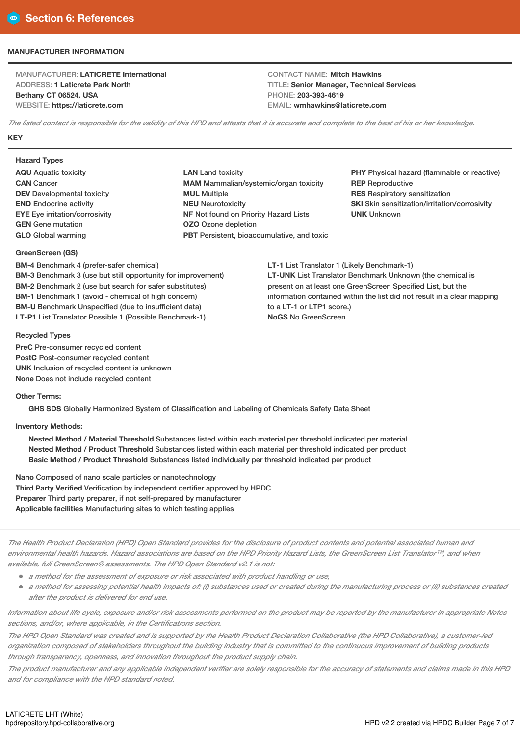## Section 6: References

### MANUFACTURER INFORMATION

MANUFACTURER: **LATICRETE International**
ADDRESS: **1 Laticrete Park North**
**Bethany CT 06524, USA**
WEBSITE: **https://laticrete.com**

CONTACT NAME: **Mitch Hawkins**
TITLE: **Senior Manager, Technical Services**
PHONE: **203-393-4619**
EMAIL: **wmhawkins@laticrete.com**

*The listed contact is responsible for the validity of this HPD and attests that it is accurate and complete to the best of his or her knowledge.*

### KEY

**Hazard Types**

**AQU** Aquatic toxicity
**CAN** Cancer
**DEV** Developmental toxicity
**END** Endocrine activity
**EYE** Eye irritation/corrosivity
**GEN** Gene mutation
**GLO** Global warming
**LAN** Land toxicity
**MAM** Mammalian/systemic/organ toxicity
**MUL** Multiple
**NEU** Neurotoxicity
**NF** Not found on Priority Hazard Lists
**OZO** Ozone depletion
**PBT** Persistent, bioaccumulative, and toxic
**PHY** Physical hazard (flammable or reactive)
**REP** Reproductive
**RES** Respiratory sensitization
**SKI** Skin sensitization/irritation/corrosivity
**UNK** Unknown

**GreenScreen (GS)**

**BM-4** Benchmark 4 (prefer-safer chemical)
**BM-3** Benchmark 3 (use but still opportunity for improvement)
**BM-2** Benchmark 2 (use but search for safer substitutes)
**BM-1** Benchmark 1 (avoid - chemical of high concern)
**BM-U** Benchmark Unspecified (due to insufficient data)
**LT-P1** List Translator Possible 1 (Possible Benchmark-1)
**LT-1** List Translator 1 (Likely Benchmark-1)
**LT-UNK** List Translator Benchmark Unknown (the chemical is present on at least one GreenScreen Specified List, but the information contained within the list did not result in a clear mapping to a LT-1 or LTP1 score.)
**NoGS** No GreenScreen.

**Recycled Types**

**PreC** Pre-consumer recycled content
**PostC** Post-consumer recycled content
**UNK** Inclusion of recycled content is unknown
**None** Does not include recycled content

**Other Terms:**

**GHS SDS** Globally Harmonized System of Classification and Labeling of Chemicals Safety Data Sheet

**Inventory Methods:**

**Nested Method / Material Threshold** Substances listed within each material per threshold indicated per material
**Nested Method / Product Threshold** Substances listed within each material per threshold indicated per product
**Basic Method / Product Threshold** Substances listed individually per threshold indicated per product

**Nano** Composed of nano scale particles or nanotechnology
**Third Party Verified** Verification by independent certifier approved by HPDC
**Preparer** Third party preparer, if not self-prepared by manufacturer
**Applicable facilities** Manufacturing sites to which testing applies

*The Health Product Declaration (HPD) Open Standard provides for the disclosure of product contents and potential associated human and environmental health hazards. Hazard associations are based on the HPD Priority Hazard Lists, the GreenScreen List Translator™, and when available, full GreenScreen® assessments. The HPD Open Standard v2.1 is not:*

- *a method for the assessment of exposure or risk associated with product handling or use,*
- *a method for assessing potential health impacts of: (i) substances used or created during the manufacturing process or (ii) substances created after the product is delivered for end use.*

*Information about life cycle, exposure and/or risk assessments performed on the product may be reported by the manufacturer in appropriate Notes sections, and/or, where applicable, in the Certifications section.*

*The HPD Open Standard was created and is supported by the Health Product Declaration Collaborative (the HPD Collaborative), a customer-led organization composed of stakeholders throughout the building industry that is committed to the continuous improvement of building products through transparency, openness, and innovation throughout the product supply chain.*

*The product manufacturer and any applicable independent verifier are solely responsible for the accuracy of statements and claims made in this HPD and for compliance with the HPD standard noted.*